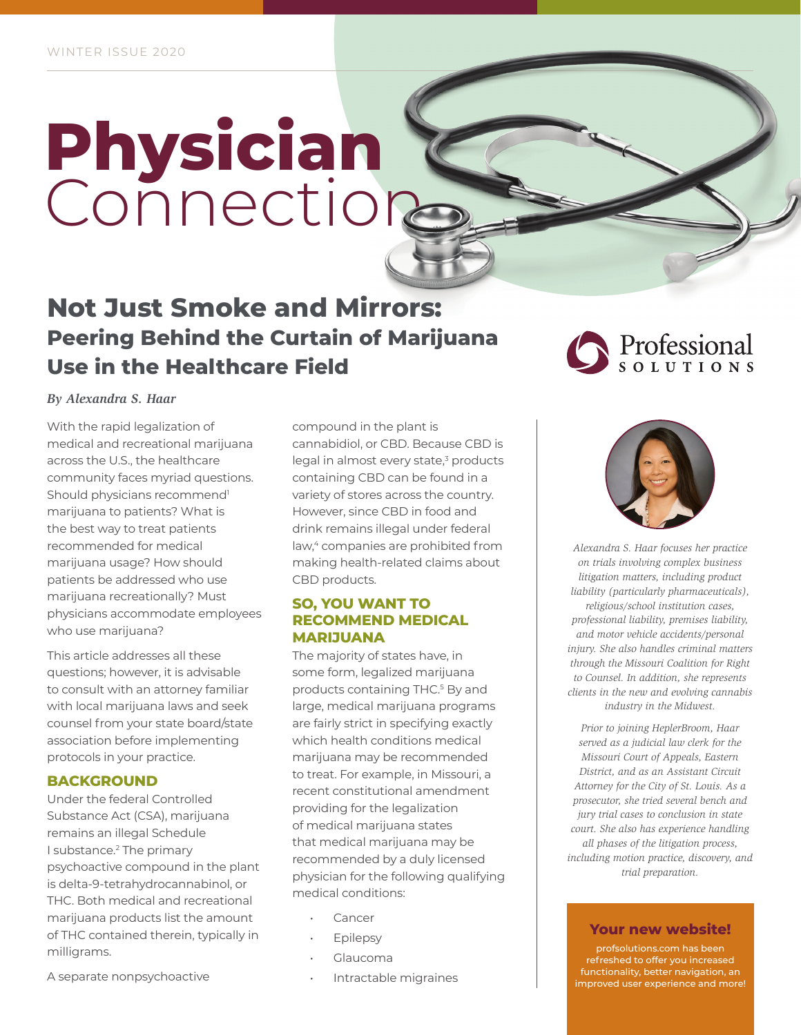WINTER ISSUE 2020

# Physician Connection

## Not Just Smoke and Mirrors:
### Peering Behind the Curtain of Marijuana Use in the Healthcare Field

*By Alexandra S. Haar*

With the rapid legalization of medical and recreational marijuana across the U.S., the healthcare community faces myriad questions. Should physicians recommend[1] marijuana to patients? What is the best way to treat patients recommended for medical marijuana usage? How should patients be addressed who use marijuana recreationally? Must physicians accommodate employees who use marijuana?

This article addresses all these questions; however, it is advisable to consult with an attorney familiar with local marijuana laws and seek counsel from your state board/state association before implementing protocols in your practice.

### BACKGROUND

Under the federal Controlled Substance Act (CSA), marijuana remains an illegal Schedule I substance.[2] The primary psychoactive compound in the plant is delta-9-tetrahydrocannabinol, or THC. Both medical and recreational marijuana products list the amount of THC contained therein, typically in milligrams.

A separate nonpsychoactive compound in the plant is cannabidiol, or CBD. Because CBD is legal in almost every state,[3] products containing CBD can be found in a variety of stores across the country. However, since CBD in food and drink remains illegal under federal law,[4] companies are prohibited from making health-related claims about CBD products.

### SO, YOU WANT TO RECOMMEND MEDICAL MARIJUANA

The majority of states have, in some form, legalized marijuana products containing THC.[5] By and large, medical marijuana programs are fairly strict in specifying exactly which health conditions medical marijuana may be recommended to treat. For example, in Missouri, a recent constitutional amendment providing for the legalization of medical marijuana states that medical marijuana may be recommended by a duly licensed physician for the following qualifying medical conditions:

- Cancer
- Epilepsy
- Glaucoma
- Intractable migraines

*Alexandra S. Haar focuses her practice on trials involving complex business litigation matters, including product liability (particularly pharmaceuticals), religious/school institution cases, professional liability, premises liability, and motor vehicle accidents/personal injury. She also handles criminal matters through the Missouri Coalition for Right to Counsel. In addition, she represents clients in the new and evolving cannabis industry in the Midwest.*

*Prior to joining HeplerBroom, Haar served as a judicial law clerk for the Missouri Court of Appeals, Eastern District, and as an Assistant Circuit Attorney for the City of St. Louis. As a prosecutor, she tried several bench and jury trial cases to conclusion in state court. She also has experience handling all phases of the litigation process, including motion practice, discovery, and trial preparation.*

**Your new website!**

profsolutions.com has been refreshed to offer you increased functionality, better navigation, an improved user experience and more!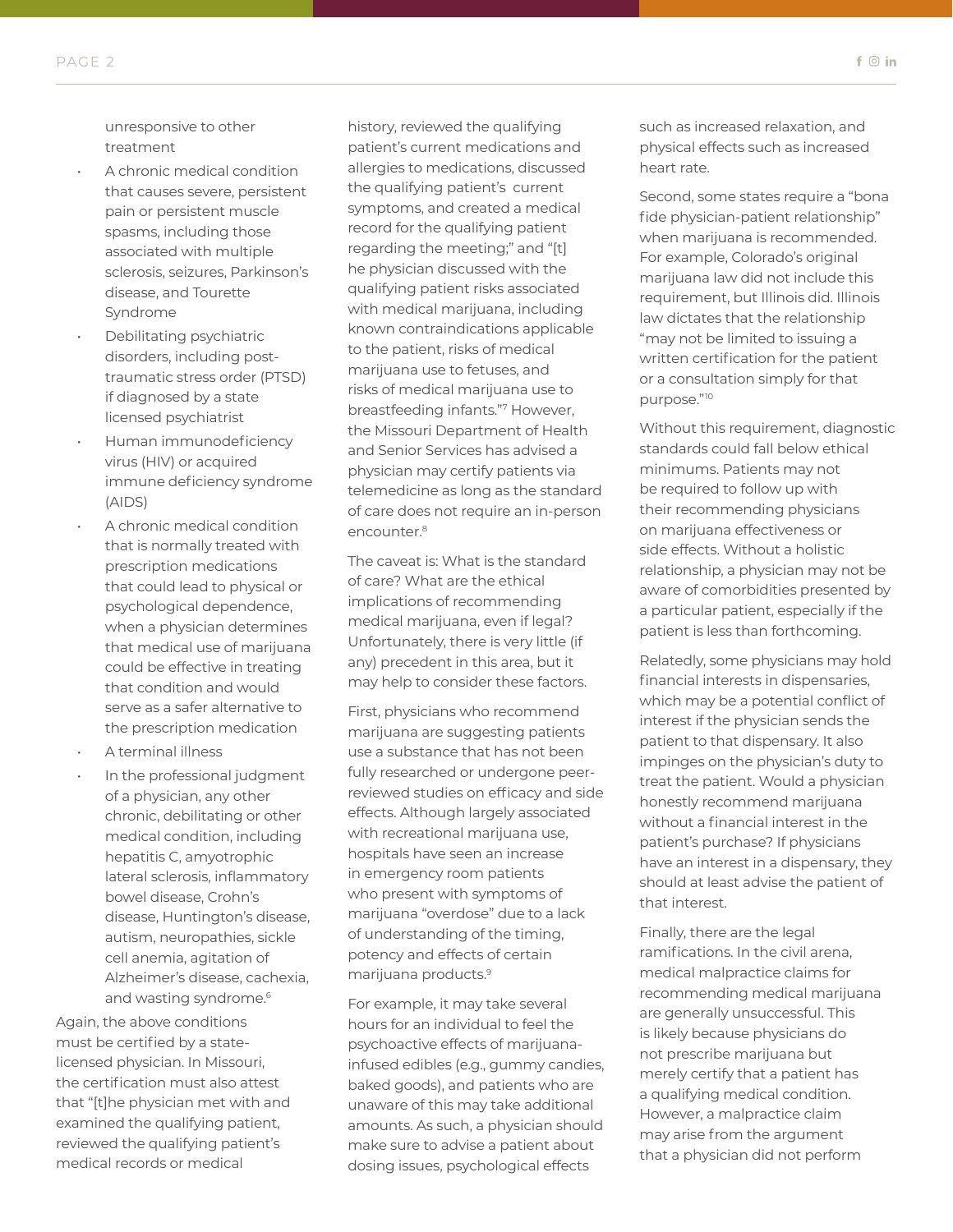unresponsive to other treatment

- A chronic medical condition that causes severe, persistent pain or persistent muscle spasms, including those associated with multiple sclerosis, seizures, Parkinson's disease, and Tourette Syndrome
- Debilitating psychiatric disorders, including post-traumatic stress order (PTSD) if diagnosed by a state licensed psychiatrist
- Human immunodeficiency virus (HIV) or acquired immune deficiency syndrome (AIDS)
- A chronic medical condition that is normally treated with prescription medications that could lead to physical or psychological dependence, when a physician determines that medical use of marijuana could be effective in treating that condition and would serve as a safer alternative to the prescription medication
- A terminal illness
- In the professional judgment of a physician, any other chronic, debilitating or other medical condition, including hepatitis C, amyotrophic lateral sclerosis, inflammatory bowel disease, Crohn's disease, Huntington's disease, autism, neuropathies, sickle cell anemia, agitation of Alzheimer's disease, cachexia, and wasting syndrome.[6]

Again, the above conditions must be certified by a state-licensed physician. In Missouri, the certification must also attest that "[t]he physician met with and examined the qualifying patient, reviewed the qualifying patient's medical records or medical history, reviewed the qualifying patient's current medications and allergies to medications, discussed the qualifying patient's current symptoms, and created a medical record for the qualifying patient regarding the meeting;" and "[t]he physician discussed with the qualifying patient risks associated with medical marijuana, including known contraindications applicable to the patient, risks of medical marijuana use to fetuses, and risks of medical marijuana use to breastfeeding infants."[7] However, the Missouri Department of Health and Senior Services has advised a physician may certify patients via telemedicine as long as the standard of care does not require an in-person encounter.[8]

The caveat is: What is the standard of care? What are the ethical implications of recommending medical marijuana, even if legal? Unfortunately, there is very little (if any) precedent in this area, but it may help to consider these factors.

First, physicians who recommend marijuana are suggesting patients use a substance that has not been fully researched or undergone peer-reviewed studies on efficacy and side effects. Although largely associated with recreational marijuana use, hospitals have seen an increase in emergency room patients who present with symptoms of marijuana "overdose" due to a lack of understanding of the timing, potency and effects of certain marijuana products.[9]

For example, it may take several hours for an individual to feel the psychoactive effects of marijuana-infused edibles (e.g., gummy candies, baked goods), and patients who are unaware of this may take additional amounts. As such, a physician should make sure to advise a patient about dosing issues, psychological effects such as increased relaxation, and physical effects such as increased heart rate.

Second, some states require a "bona fide physician-patient relationship" when marijuana is recommended. For example, Colorado's original marijuana law did not include this requirement, but Illinois did. Illinois law dictates that the relationship "may not be limited to issuing a written certification for the patient or a consultation simply for that purpose."[10]

Without this requirement, diagnostic standards could fall below ethical minimums. Patients may not be required to follow up with their recommending physicians on marijuana effectiveness or side effects. Without a holistic relationship, a physician may not be aware of comorbidities presented by a particular patient, especially if the patient is less than forthcoming.

Relatedly, some physicians may hold financial interests in dispensaries, which may be a potential conflict of interest if the physician sends the patient to that dispensary. It also impinges on the physician's duty to treat the patient. Would a physician honestly recommend marijuana without a financial interest in the patient's purchase? If physicians have an interest in a dispensary, they should at least advise the patient of that interest.

Finally, there are the legal ramifications. In the civil arena, medical malpractice claims for recommending medical marijuana are generally unsuccessful. This is likely because physicians do not prescribe marijuana but merely certify that a patient has a qualifying medical condition. However, a malpractice claim may arise from the argument that a physician did not perform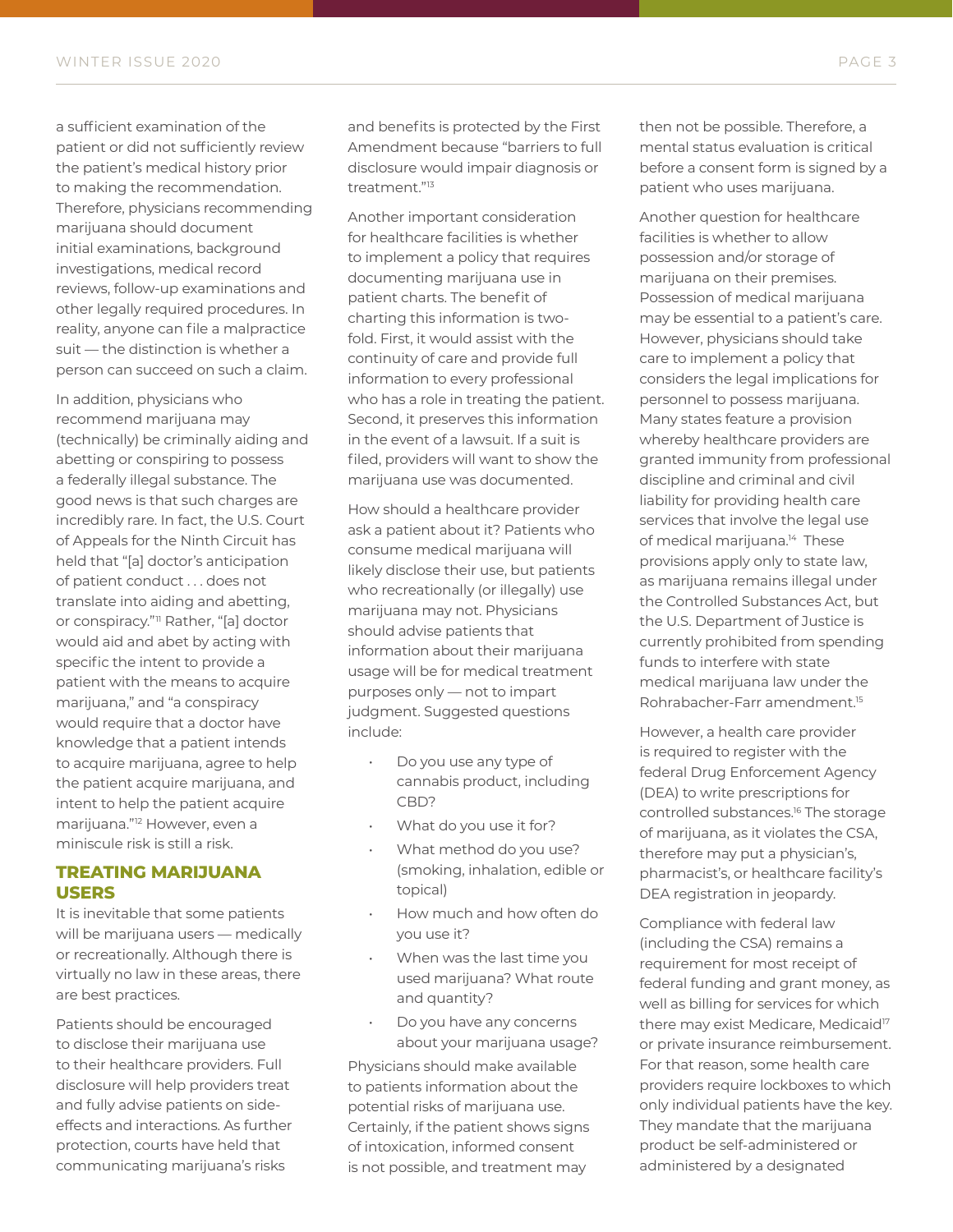a sufficient examination of the patient or did not sufficiently review the patient's medical history prior to making the recommendation. Therefore, physicians recommending marijuana should document initial examinations, background investigations, medical record reviews, follow-up examinations and other legally required procedures. In reality, anyone can file a malpractice suit — the distinction is whether a person can succeed on such a claim.

In addition, physicians who recommend marijuana may (technically) be criminally aiding and abetting or conspiring to possess a federally illegal substance. The good news is that such charges are incredibly rare. In fact, the U.S. Court of Appeals for the Ninth Circuit has held that "[a] doctor's anticipation of patient conduct . . . does not translate into aiding and abetting, or conspiracy."[11] Rather, "[a] doctor would aid and abet by acting with specific the intent to provide a patient with the means to acquire marijuana," and "a conspiracy would require that a doctor have knowledge that a patient intends to acquire marijuana, agree to help the patient acquire marijuana, and intent to help the patient acquire marijuana."[12] However, even a miniscule risk is still a risk.

## TREATING MARIJUANA USERS

It is inevitable that some patients will be marijuana users — medically or recreationally. Although there is virtually no law in these areas, there are best practices.

Patients should be encouraged to disclose their marijuana use to their healthcare providers. Full disclosure will help providers treat and fully advise patients on side-effects and interactions. As further protection, courts have held that communicating marijuana's risks and benefits is protected by the First Amendment because "barriers to full disclosure would impair diagnosis or treatment."[13]

Another important consideration for healthcare facilities is whether to implement a policy that requires documenting marijuana use in patient charts. The benefit of charting this information is two-fold. First, it would assist with the continuity of care and provide full information to every professional who has a role in treating the patient. Second, it preserves this information in the event of a lawsuit. If a suit is filed, providers will want to show the marijuana use was documented.

How should a healthcare provider ask a patient about it? Patients who consume medical marijuana will likely disclose their use, but patients who recreationally (or illegally) use marijuana may not. Physicians should advise patients that information about their marijuana usage will be for medical treatment purposes only — not to impart judgment. Suggested questions include:

- Do you use any type of cannabis product, including CBD?
- What do you use it for?
- What method do you use? (smoking, inhalation, edible or topical)
- How much and how often do you use it?
- When was the last time you used marijuana? What route and quantity?
- Do you have any concerns about your marijuana usage?

Physicians should make available to patients information about the potential risks of marijuana use. Certainly, if the patient shows signs of intoxication, informed consent is not possible, and treatment may then not be possible. Therefore, a mental status evaluation is critical before a consent form is signed by a patient who uses marijuana.

Another question for healthcare facilities is whether to allow possession and/or storage of marijuana on their premises. Possession of medical marijuana may be essential to a patient's care. However, physicians should take care to implement a policy that considers the legal implications for personnel to possess marijuana. Many states feature a provision whereby healthcare providers are granted immunity from professional discipline and criminal and civil liability for providing health care services that involve the legal use of medical marijuana.[14] These provisions apply only to state law, as marijuana remains illegal under the Controlled Substances Act, but the U.S. Department of Justice is currently prohibited from spending funds to interfere with state medical marijuana law under the Rohrabacher-Farr amendment.[15]

However, a health care provider is required to register with the federal Drug Enforcement Agency (DEA) to write prescriptions for controlled substances.[16] The storage of marijuana, as it violates the CSA, therefore may put a physician's, pharmacist's, or healthcare facility's DEA registration in jeopardy.

Compliance with federal law (including the CSA) remains a requirement for most receipt of federal funding and grant money, as well as billing for services for which there may exist Medicare, Medicaid[17] or private insurance reimbursement. For that reason, some health care providers require lockboxes to which only individual patients have the key. They mandate that the marijuana product be self-administered or administered by a designated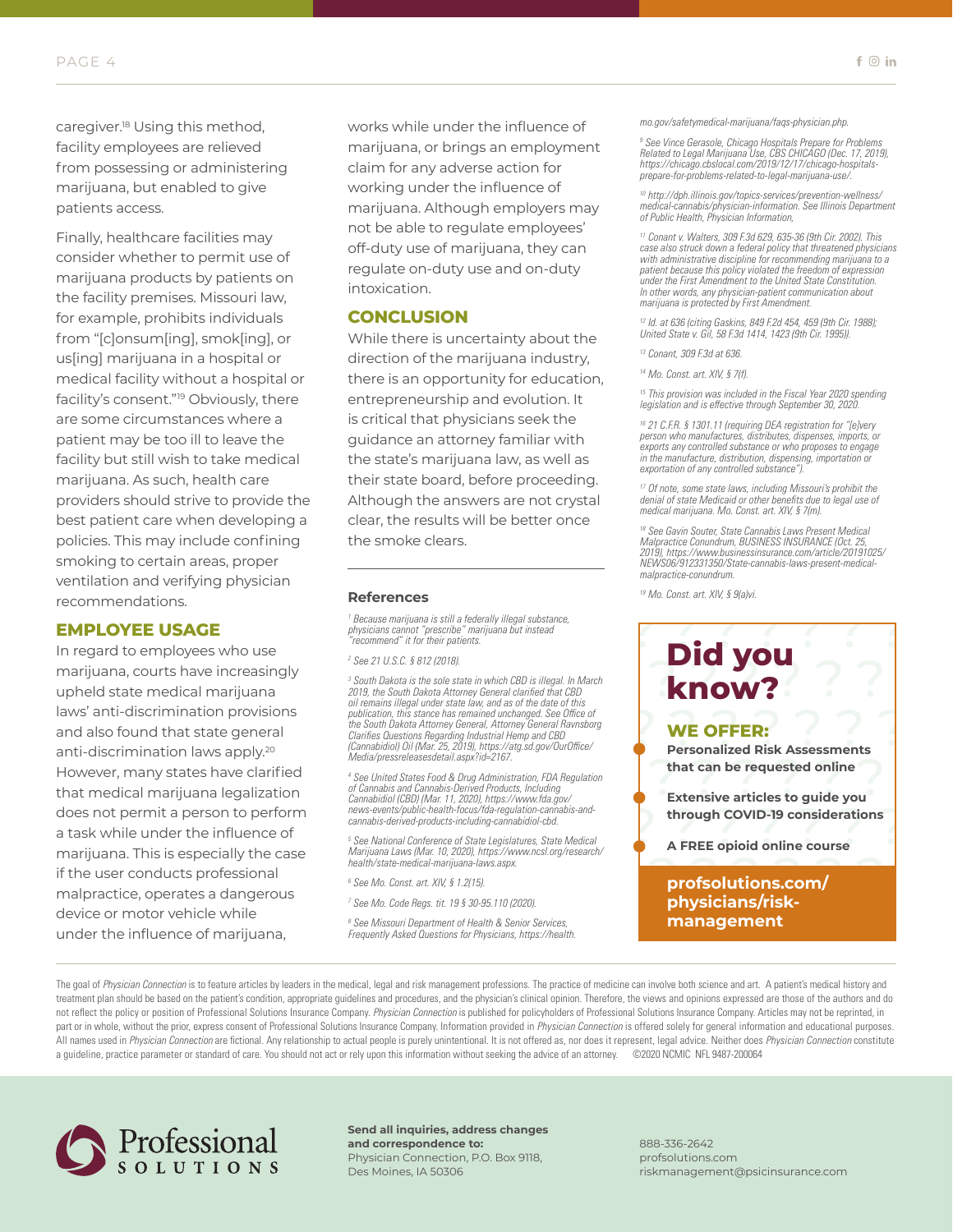caregiver.[18] Using this method, facility employees are relieved from possessing or administering marijuana, but enabled to give patients access.

Finally, healthcare facilities may consider whether to permit use of marijuana products by patients on the facility premises. Missouri law, for example, prohibits individuals from "[c]onsum[ing], smok[ing], or us[ing] marijuana in a hospital or medical facility without a hospital or facility's consent."[19] Obviously, there are some circumstances where a patient may be too ill to leave the facility but still wish to take medical marijuana. As such, health care providers should strive to provide the best patient care when developing a policies. This may include confining smoking to certain areas, proper ventilation and verifying physician recommendations.

## EMPLOYEE USAGE

In regard to employees who use marijuana, courts have increasingly upheld state medical marijuana laws' anti-discrimination provisions and also found that state general anti-discrimination laws apply.[20] However, many states have clarified that medical marijuana legalization does not permit a person to perform a task while under the influence of marijuana. This is especially the case if the user conducts professional malpractice, operates a dangerous device or motor vehicle while under the influence of marijuana, works while under the influence of marijuana, or brings an employment claim for any adverse action for working under the influence of marijuana. Although employers may not be able to regulate employees' off-duty use of marijuana, they can regulate on-duty use and on-duty intoxication.

## CONCLUSION

While there is uncertainty about the direction of the marijuana industry, there is an opportunity for education, entrepreneurship and evolution. It is critical that physicians seek the guidance an attorney familiar with the state's marijuana law, as well as their state board, before proceeding. Although the answers are not crystal clear, the results will be better once the smoke clears.

### References

[1] *Because marijuana is still a federally illegal substance, physicians cannot "prescribe" marijuana but instead "recommend" it for their patients.*

[2] *See 21 U.S.C. § 812 (2018).*

[3] *South Dakota is the sole state in which CBD is illegal. In March 2019, the South Dakota Attorney General clarified that CBD oil remains illegal under state law, and as of the date of this publication, this stance has remained unchanged. See Office of the South Dakota Attorney General, Attorney General Ravnsborg Clarifies Questions Regarding Industrial Hemp and CBD (Cannabidiol) Oil (Mar. 25, 2019), https://atg.sd.gov/OurOffice/Media/pressreleasesdetail.aspx?id=2167.*

[4] *See United States Food & Drug Administration, FDA Regulation of Cannabis and Cannabis-Derived Products, Including Cannabidiol (CBD) (Mar. 11, 2020), https://www.fda.gov/news-events/public-health-focus/fda-regulation-cannabis-and-cannabis-derived-products-including-cannabidiol-cbd.*

[5] *See National Conference of State Legislatures, State Medical Marijuana Laws (Mar. 10, 2020), https://www.ncsl.org/research/health/state-medical-marijuana-laws.aspx.*

[6] *See Mo. Const. art. XIV, § 1.2(15).*

[7] *See Mo. Code Regs. tit. 19 § 30-95.110 (2020).*

[8] *See Missouri Department of Health & Senior Services, Frequently Asked Questions for Physicians, https://health.mo.gov/safetymedical-marijuana/faqs-physician.php.*

[9] *See Vince Gerasole, Chicago Hospitals Prepare for Problems Related to Legal Marijuana Use, CBS CHICAGO (Dec. 17, 2019), https://chicago.cbslocal.com/2019/12/17/chicago-hospitals-prepare-for-problems-related-to-legal-marijuana-use/.*

[10] *http://dph.illinois.gov/topics-services/prevention-wellness/medical-cannabis/physician-information. See Illinois Department of Public Health, Physician Information,*

[11] *Conant v. Walters, 309 F.3d 629, 635-36 (9th Cir. 2002). This case also struck down a federal policy that threatened physicians with administrative discipline for recommending marijuana to a patient because this policy violated the freedom of expression under the First Amendment to the United State Constitution. In other words, any physician-patient communication about marijuana is protected by First Amendment.*

[12] *Id. at 636 (citing Gaskins, 849 F.2d 454, 459 (9th Cir. 1988); United State v. Gil, 58 F.3d 1414, 1423 (9th Cir. 1995)).*

[13] *Conant, 309 F.3d at 636.*

[14] *Mo. Const. art. XIV, § 7(f).*

[15] *This provision was included in the Fiscal Year 2020 spending legislation and is effective through September 30, 2020.*

[16] *21 C.F.R. § 1301.11 (requiring DEA registration for "[e]very person who manufactures, distributes, dispenses, imports, or exports any controlled substance or who proposes to engage in the manufacture, distribution, dispensing, importation or exportation of any controlled substance").*

[17] *Of note, some state laws, including Missouri's prohibit the denial of state Medicaid or other benefits due to legal use of medical marijuana. Mo. Const. art. XIV, § 7(m).*

[18] *See Gavin Souter, State Cannabis Laws Present Medical Malpractice Conundrum, BUSINESS INSURANCE (Oct. 25, 2019), https://www.businessinsurance.com/article/20191025/NEWS06/912331350/State-cannabis-laws-present-medical-malpractice-conundrum.*

[19] *Mo. Const. art. XIV, § 9(a)vi.*

## Did you know?

**WE OFFER:**

- **Personalized Risk Assessments that can be requested online**
- **Extensive articles to guide you through COVID-19 considerations**
- **A FREE opioid online course**

**profsolutions.com/physicians/risk-management**

The goal of *Physician Connection* is to feature articles by leaders in the medical, legal and risk management professions. The practice of medicine can involve both science and art. A patient's medical history and treatment plan should be based on the patient's condition, appropriate guidelines and procedures, and the physician's clinical opinion. Therefore, the views and opinions expressed are those of the authors and do not reflect the policy or position of Professional Solutions Insurance Company. *Physician Connection* is published for policyholders of Professional Solutions Insurance Company. Articles may not be reprinted, in part or in whole, without the prior, express consent of Professional Solutions Insurance Company. Information provided in *Physician Connection* is offered solely for general information and educational purposes. All names used in *Physician Connection* are fictional. Any relationship to actual people is purely unintentional. It is not offered as, nor does it represent, legal advice. Neither does *Physician Connection* constitute a guideline, practice parameter or standard of care. You should not act or rely upon this information without seeking the advice of an attorney. ©2020 NCMIC NFL 9487-200064

Professional SOLUTIONS

**Send all inquiries, address changes and correspondence to:**
Physician Connection, P.O. Box 9118, Des Moines, IA 50306

888-336-2642
profsolutions.com
riskmanagement@psicinsurance.com